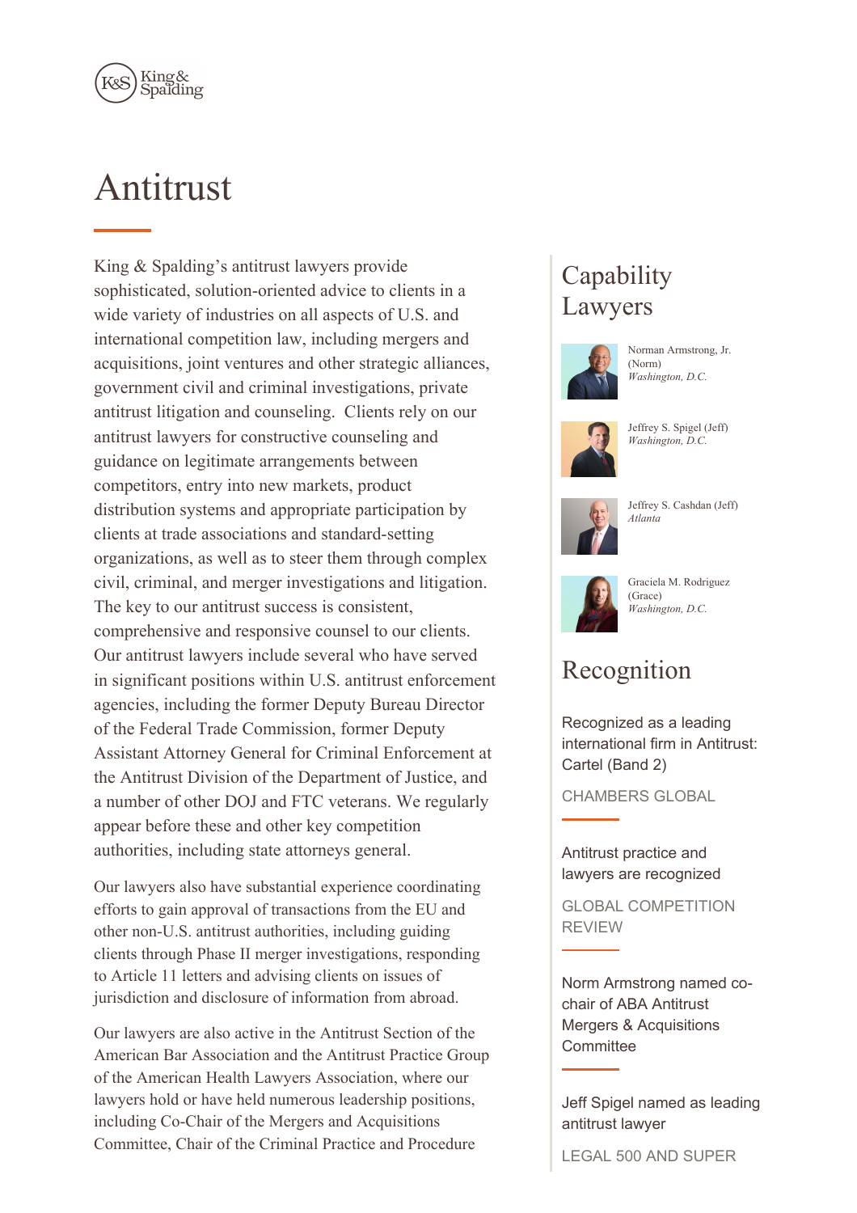# Antitrust

King & Spalding's antitrust lawyers provide sophisticated, solution-oriented advice to clients in a wide variety of industries on all aspects of U.S. and international competition law, including mergers and acquisitions, joint ventures and other strategic alliances, government civil and criminal investigations, private antitrust litigation and counseling. Clients rely on our antitrust lawyers for constructive counseling and guidance on legitimate arrangements between competitors, entry into new markets, product distribution systems and appropriate participation by clients at trade associations and standard-setting organizations, as well as to steer them through complex civil, criminal, and merger investigations and litigation. The key to our antitrust success is consistent, comprehensive and responsive counsel to our clients. Our antitrust lawyers include several who have served in significant positions within U.S. antitrust enforcement agencies, including the former Deputy Bureau Director of the Federal Trade Commission, former Deputy Assistant Attorney General for Criminal Enforcement at the Antitrust Division of the Department of Justice, and a number of other DOJ and FTC veterans. We regularly appear before these and other key competition authorities, including state attorneys general.

Our lawyers also have substantial experience coordinating efforts to gain approval of transactions from the EU and other non-U.S. antitrust authorities, including guiding clients through Phase II merger investigations, responding to Article 11 letters and advising clients on issues of jurisdiction and disclosure of information from abroad.

Our lawyers are also active in the Antitrust Section of the American Bar Association and the Antitrust Practice Group of the American Health Lawyers Association, where our lawyers hold or have held numerous leadership positions, including Co-Chair of the Mergers and Acquisitions Committee, Chair of the Criminal Practice and Procedure

## Capability Lawyers

Norman Armstrong, Jr. (Norm)
*Washington, D.C.*

Jeffrey S. Spigel (Jeff)
*Washington, D.C.*

Jeffrey S. Cashdan (Jeff)
*Atlanta*

Graciela M. Rodriguez (Grace)
*Washington, D.C.*

## Recognition

Recognized as a leading international firm in Antitrust: Cartel (Band 2)

CHAMBERS GLOBAL

Antitrust practice and lawyers are recognized

GLOBAL COMPETITION REVIEW

Norm Armstrong named co-chair of ABA Antitrust Mergers & Acquisitions Committee

Jeff Spigel named as leading antitrust lawyer

LEGAL 500 AND SUPER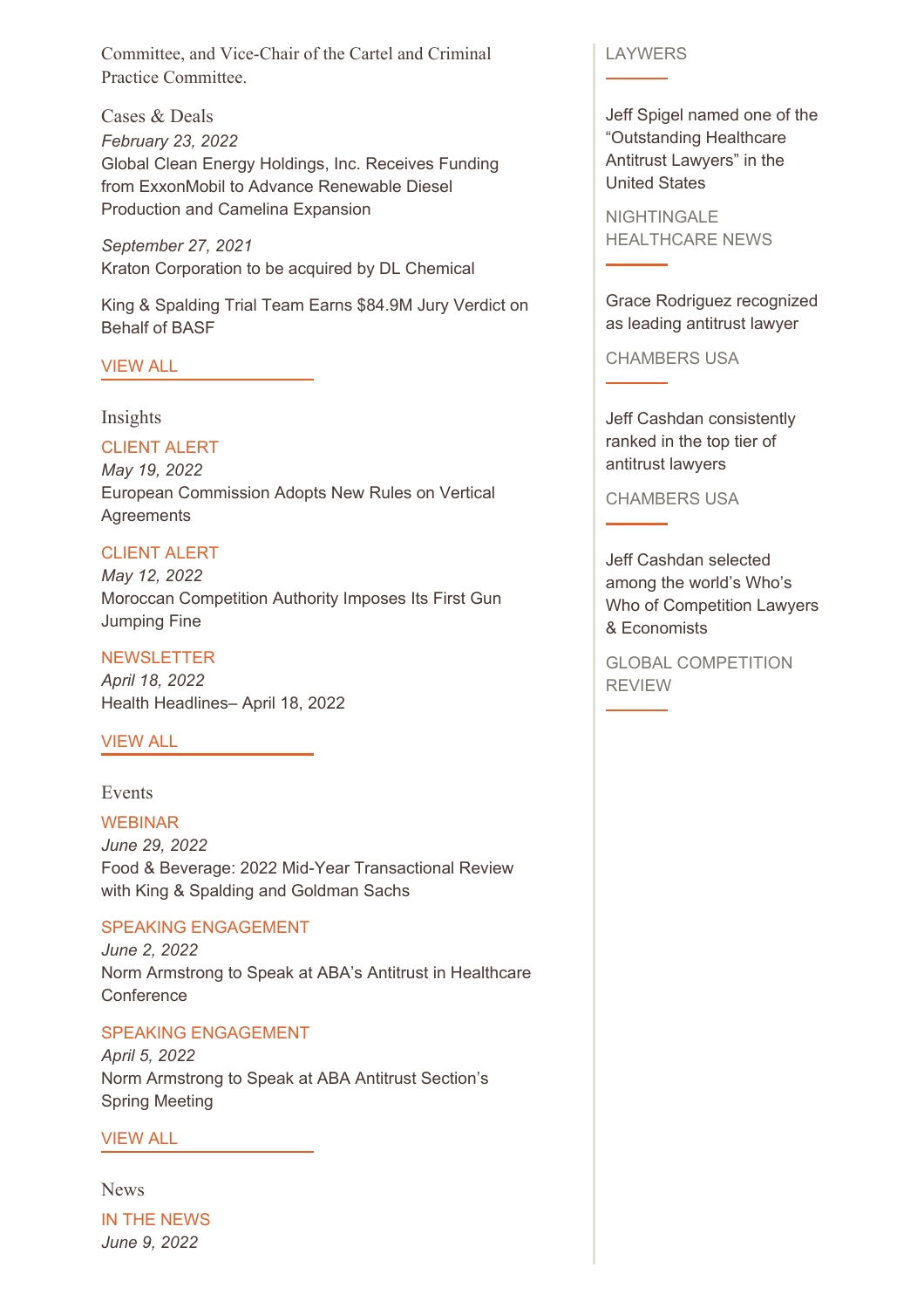Committee, and Vice-Chair of the Cartel and Criminal Practice Committee.

## Cases & Deals

*February 23, 2022*
Global Clean Energy Holdings, Inc. Receives Funding from ExxonMobil to Advance Renewable Diesel Production and Camelina Expansion

*September 27, 2021*
Kraton Corporation to be acquired by DL Chemical

King & Spalding Trial Team Earns $84.9M Jury Verdict on Behalf of BASF

VIEW ALL

## Insights

CLIENT ALERT
*May 19, 2022*
European Commission Adopts New Rules on Vertical Agreements

CLIENT ALERT
*May 12, 2022*
Moroccan Competition Authority Imposes Its First Gun Jumping Fine

NEWSLETTER
*April 18, 2022*
Health Headlines– April 18, 2022

VIEW ALL

## Events

WEBINAR
*June 29, 2022*
Food & Beverage: 2022 Mid-Year Transactional Review with King & Spalding and Goldman Sachs

SPEAKING ENGAGEMENT
*June 2, 2022*
Norm Armstrong to Speak at ABA's Antitrust in Healthcare Conference

SPEAKING ENGAGEMENT
*April 5, 2022*
Norm Armstrong to Speak at ABA Antitrust Section's Spring Meeting

VIEW ALL

## News

IN THE NEWS
*June 9, 2022*

LAYWERS

Jeff Spigel named one of the "Outstanding Healthcare Antitrust Lawyers" in the United States

NIGHTINGALE HEALTHCARE NEWS

Grace Rodriguez recognized as leading antitrust lawyer

CHAMBERS USA

Jeff Cashdan consistently ranked in the top tier of antitrust lawyers

CHAMBERS USA

Jeff Cashdan selected among the world's Who's Who of Competition Lawyers & Economists

GLOBAL COMPETITION REVIEW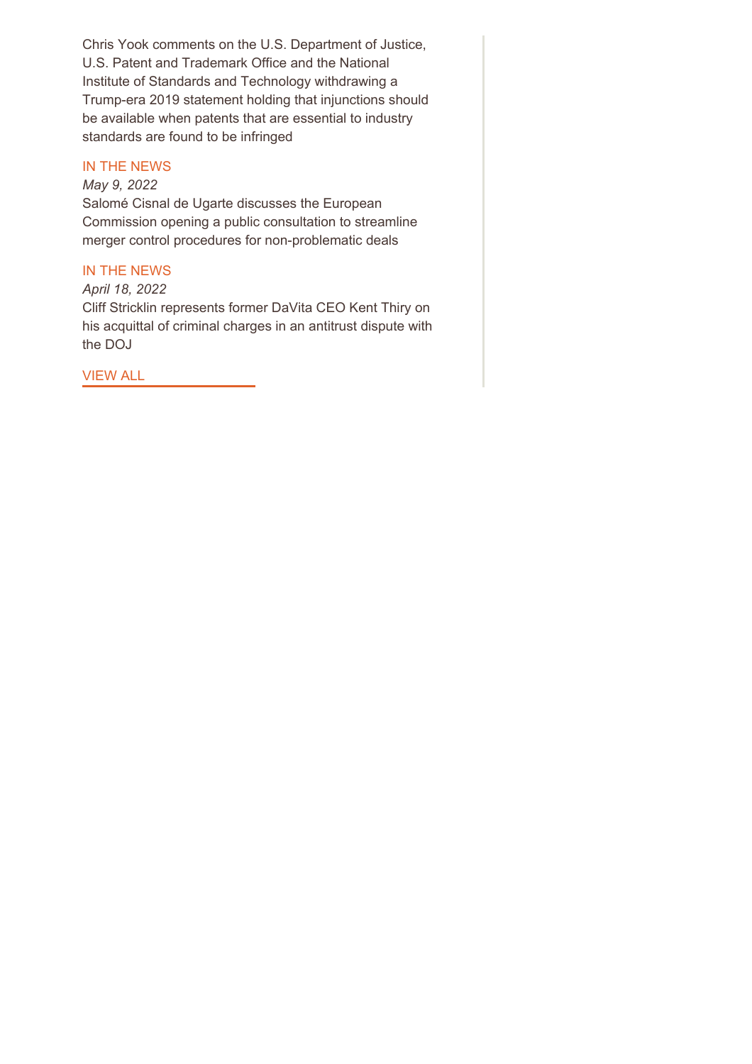Chris Yook comments on the U.S. Department of Justice, U.S. Patent and Trademark Office and the National Institute of Standards and Technology withdrawing a Trump-era 2019 statement holding that injunctions should be available when patents that are essential to industry standards are found to be infringed

IN THE NEWS

*May 9, 2022*

Salomé Cisnal de Ugarte discusses the European Commission opening a public consultation to streamline merger control procedures for non-problematic deals

IN THE NEWS

*April 18, 2022*

Cliff Stricklin represents former DaVita CEO Kent Thiry on his acquittal of criminal charges in an antitrust dispute with the DOJ

VIEW ALL